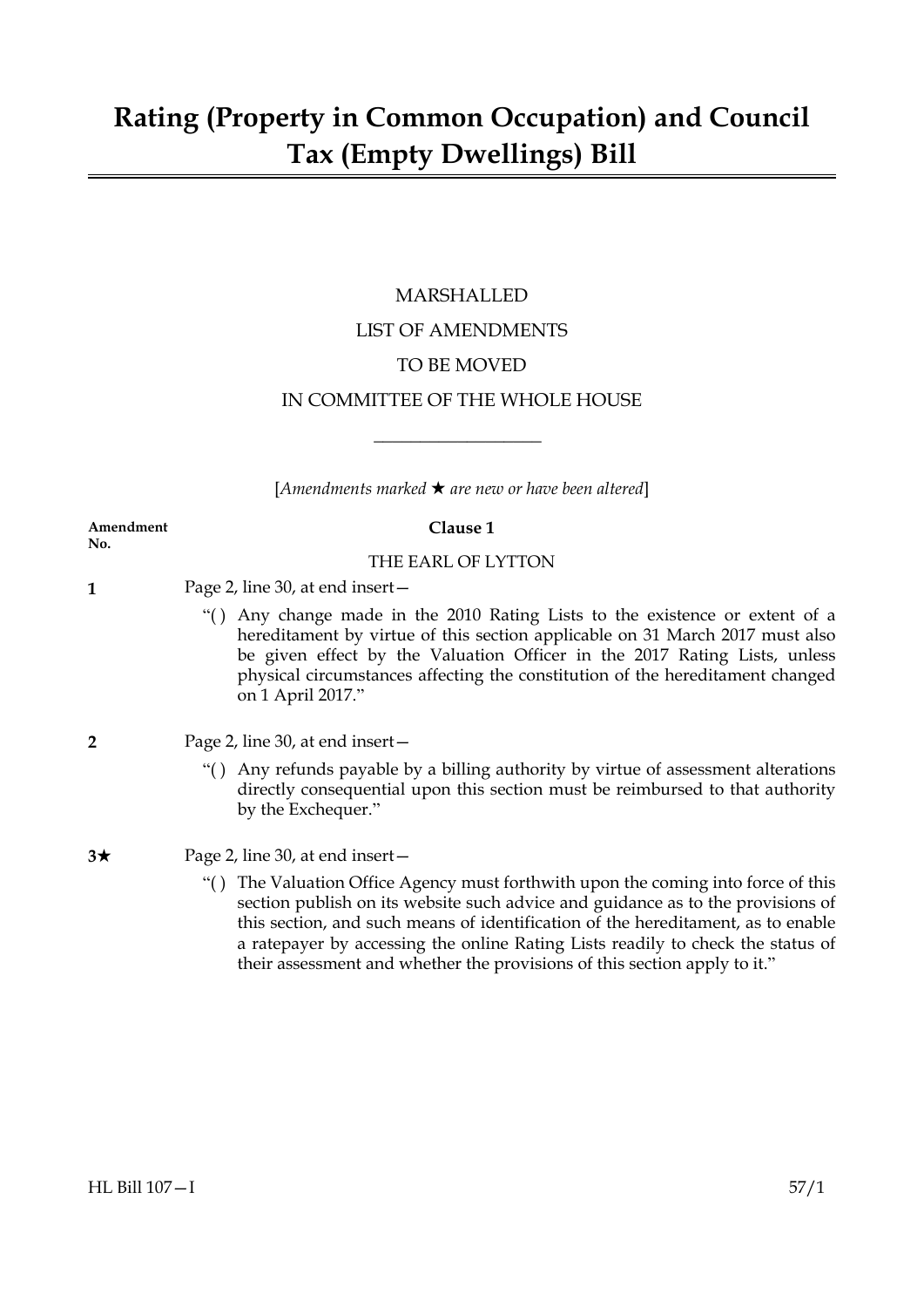# Rating (Property in Common Occupation) and Council Tax (Empty Dwellings) Bill

MARSHALLED

LIST OF AMENDMENTS

TO BE MOVED

IN COMMITTEE OF THE WHOLE HOUSE

---

[*Amendments marked ★ are new or have been altered*]

**Amendment No.**

## Clause 1

THE EARL OF LYTTON

**1** Page 2, line 30, at end insert—

"( ) Any change made in the 2010 Rating Lists to the existence or extent of a hereditament by virtue of this section applicable on 31 March 2017 must also be given effect by the Valuation Officer in the 2017 Rating Lists, unless physical circumstances affecting the constitution of the hereditament changed on 1 April 2017."

**2** Page 2, line 30, at end insert—

"( ) Any refunds payable by a billing authority by virtue of assessment alterations directly consequential upon this section must be reimbursed to that authority by the Exchequer."

**3★** Page 2, line 30, at end insert—

"( ) The Valuation Office Agency must forthwith upon the coming into force of this section publish on its website such advice and guidance as to the provisions of this section, and such means of identification of the hereditament, as to enable a ratepayer by accessing the online Rating Lists readily to check the status of their assessment and whether the provisions of this section apply to it."

HL Bill 107—I 57/1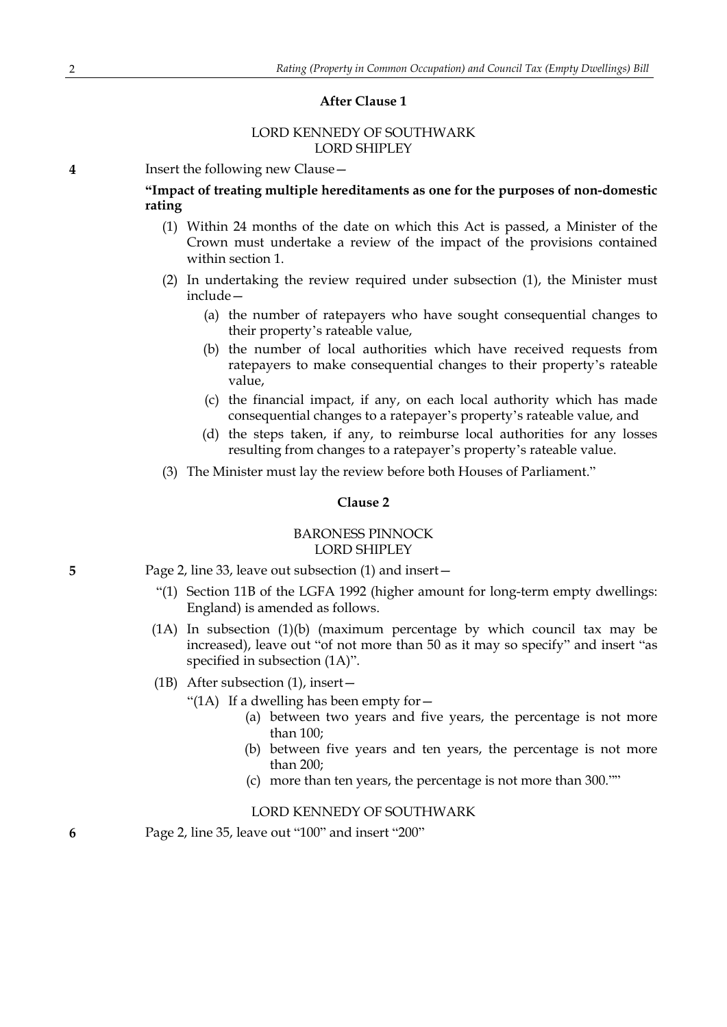### After Clause 1

LORD KENNEDY OF SOUTHWARK
LORD SHIPLEY

**4** Insert the following new Clause—

**"Impact of treating multiple hereditaments as one for the purposes of non-domestic rating**

(1) Within 24 months of the date on which this Act is passed, a Minister of the Crown must undertake a review of the impact of the provisions contained within section 1.

(2) In undertaking the review required under subsection (1), the Minister must include—

(a) the number of ratepayers who have sought consequential changes to their property's rateable value,

(b) the number of local authorities which have received requests from ratepayers to make consequential changes to their property's rateable value,

(c) the financial impact, if any, on each local authority which has made consequential changes to a ratepayer's property's rateable value, and

(d) the steps taken, if any, to reimburse local authorities for any losses resulting from changes to a ratepayer's property's rateable value.

(3) The Minister must lay the review before both Houses of Parliament."

### Clause 2

BARONESS PINNOCK
LORD SHIPLEY

**5** Page 2, line 33, leave out subsection (1) and insert—

"(1) Section 11B of the LGFA 1992 (higher amount for long-term empty dwellings: England) is amended as follows.

(1A) In subsection (1)(b) (maximum percentage by which council tax may be increased), leave out "of not more than 50 as it may so specify" and insert "as specified in subsection (1A)".

(1B) After subsection (1), insert—

"(1A) If a dwelling has been empty for—

(a) between two years and five years, the percentage is not more than 100;

(b) between five years and ten years, the percentage is not more than 200;

(c) more than ten years, the percentage is not more than 300."""

LORD KENNEDY OF SOUTHWARK

**6** Page 2, line 35, leave out "100" and insert "200"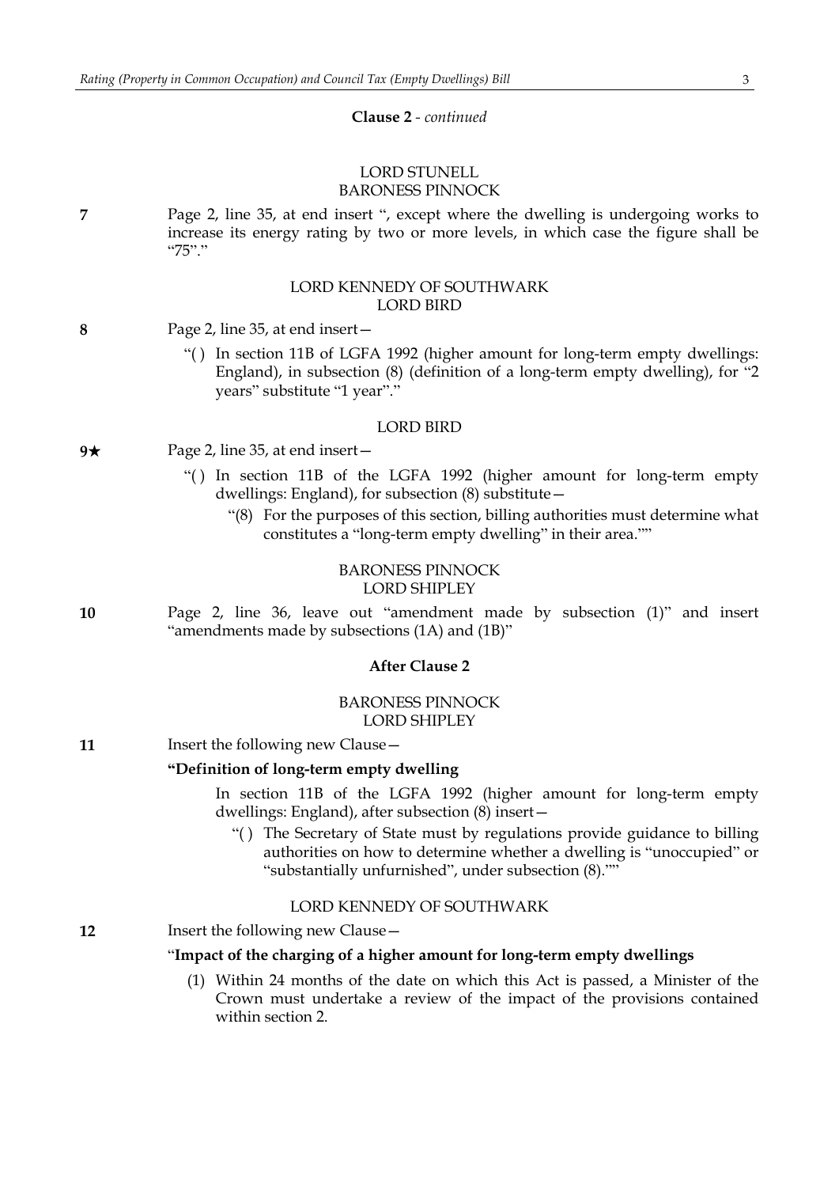**Clause 2** - *continued*

LORD STUNELL
BARONESS PINNOCK

**7** Page 2, line 35, at end insert ", except where the dwelling is undergoing works to increase its energy rating by two or more levels, in which case the figure shall be "75"."

LORD KENNEDY OF SOUTHWARK
LORD BIRD

**8** Page 2, line 35, at end insert—

"( ) In section 11B of LGFA 1992 (higher amount for long-term empty dwellings: England), in subsection (8) (definition of a long-term empty dwelling), for "2 years" substitute "1 year"."

LORD BIRD

**9★** Page 2, line 35, at end insert—

"( ) In section 11B of the LGFA 1992 (higher amount for long-term empty dwellings: England), for subsection (8) substitute—

"(8) For the purposes of this section, billing authorities must determine what constitutes a "long-term empty dwelling" in their area.""

BARONESS PINNOCK
LORD SHIPLEY

**10** Page 2, line 36, leave out "amendment made by subsection (1)" and insert "amendments made by subsections (1A) and (1B)"

**After Clause 2**

BARONESS PINNOCK
LORD SHIPLEY

**11** Insert the following new Clause—

**"Definition of long-term empty dwelling**

In section 11B of the LGFA 1992 (higher amount for long-term empty dwellings: England), after subsection (8) insert—

"( ) The Secretary of State must by regulations provide guidance to billing authorities on how to determine whether a dwelling is "unoccupied" or "substantially unfurnished", under subsection (8).""

LORD KENNEDY OF SOUTHWARK

**12** Insert the following new Clause—

"**Impact of the charging of a higher amount for long-term empty dwellings**

(1) Within 24 months of the date on which this Act is passed, a Minister of the Crown must undertake a review of the impact of the provisions contained within section 2.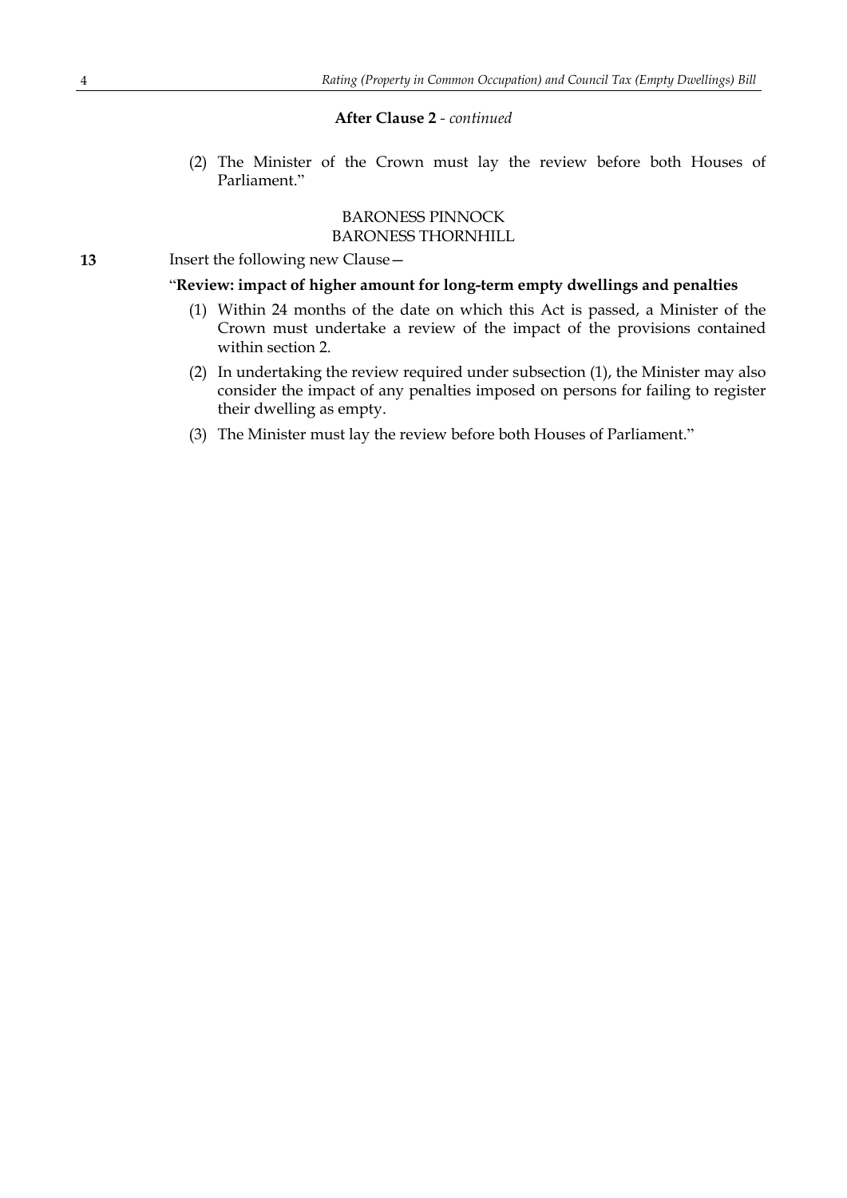**After Clause 2** - *continued*

(2) The Minister of the Crown must lay the review before both Houses of Parliament."

BARONESS PINNOCK
BARONESS THORNHILL

**13** Insert the following new Clause—

"**Review: impact of higher amount for long-term empty dwellings and penalties**

(1) Within 24 months of the date on which this Act is passed, a Minister of the Crown must undertake a review of the impact of the provisions contained within section 2.

(2) In undertaking the review required under subsection (1), the Minister may also consider the impact of any penalties imposed on persons for failing to register their dwelling as empty.

(3) The Minister must lay the review before both Houses of Parliament."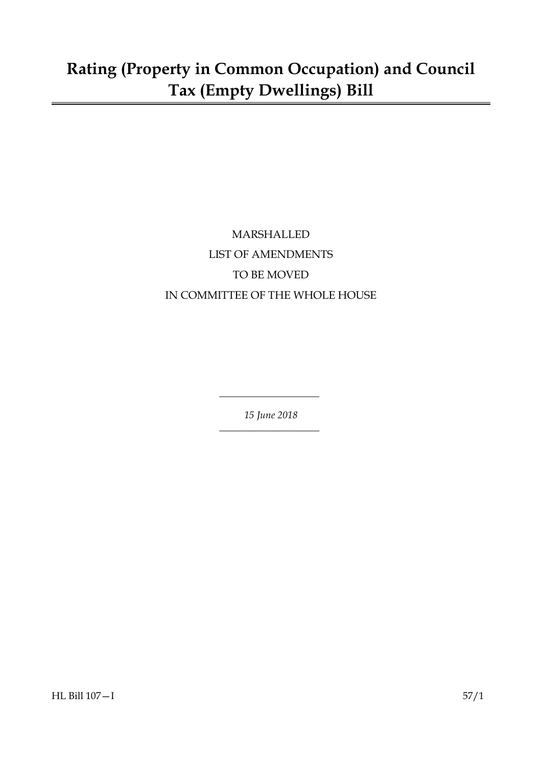# Rating (Property in Common Occupation) and Council Tax (Empty Dwellings) Bill

MARSHALLED

LIST OF AMENDMENTS

TO BE MOVED

IN COMMITTEE OF THE WHOLE HOUSE

---

*15 June 2018*

---

HL Bill 107—I

57/1